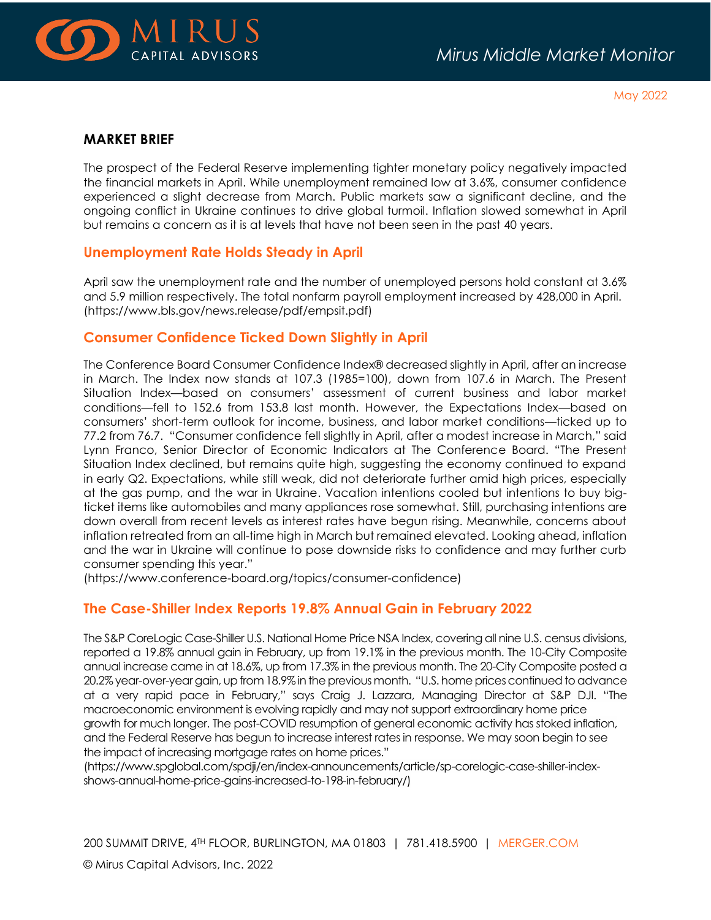# Mirus Middle Market Monitor

May 2022

## MARKET BRIEF

The prospect of the Federal Reserve implementing tighter monetary policy negatively impacted the financial markets in April. While unemployment remained low at 3.6%, consumer confidence experienced a slight decrease from March. Public markets saw a significant decline, and the ongoing conflict in Ukraine continues to drive global turmoil. Inflation slowed somewhat in April but remains a concern as it is at levels that have not been seen in the past 40 years.

### Unemployment Rate Holds Steady in April

April saw the unemployment rate and the number of unemployed persons hold constant at 3.6% and 5.9 million respectively. The total nonfarm payroll employment increased by 428,000 in April. (https://www.bls.gov/news.release/pdf/empsit.pdf)

### Consumer Confidence Ticked Down Slightly in April

The Conference Board Consumer Confidence Index® decreased slightly in April, after an increase in March. The Index now stands at 107.3 (1985=100), down from 107.6 in March. The Present Situation Index—based on consumers' assessment of current business and labor market conditions—fell to 152.6 from 153.8 last month. However, the Expectations Index—based on consumers' short-term outlook for income, business, and labor market conditions—ticked up to 77.2 from 76.7. "Consumer confidence fell slightly in April, after a modest increase in March," said Lynn Franco, Senior Director of Economic Indicators at The Conference Board. "The Present Situation Index declined, but remains quite high, suggesting the economy continued to expand in early Q2. Expectations, while still weak, did not deteriorate further amid high prices, especially at the gas pump, and the war in Ukraine. Vacation intentions cooled but intentions to buy big-ticket items like automobiles and many appliances rose somewhat. Still, purchasing intentions are down overall from recent levels as interest rates have begun rising. Meanwhile, concerns about inflation retreated from an all-time high in March but remained elevated. Looking ahead, inflation and the war in Ukraine will continue to pose downside risks to confidence and may further curb consumer spending this year."
(https://www.conference-board.org/topics/consumer-confidence)

### The Case-Shiller Index Reports 19.8% Annual Gain in February 2022

The S&P CoreLogic Case-Shiller U.S. National Home Price NSA Index, covering all nine U.S. census divisions, reported a 19.8% annual gain in February, up from 19.1% in the previous month. The 10-City Composite annual increase came in at 18.6%, up from 17.3% in the previous month. The 20-City Composite posted a 20.2% year-over-year gain, up from 18.9% in the previous month. "U.S. home prices continued to advance at a very rapid pace in February," says Craig J. Lazzara, Managing Director at S&P DJI. "The macroeconomic environment is evolving rapidly and may not support extraordinary home price growth for much longer. The post-COVID resumption of general economic activity has stoked inflation, and the Federal Reserve has begun to increase interest rates in response. We may soon begin to see the impact of increasing mortgage rates on home prices."
(https://www.spglobal.com/spdji/en/index-announcements/article/sp-corelogic-case-shiller-index-shows-annual-home-price-gains-increased-to-198-in-february/)

200 SUMMIT DRIVE, 4TH FLOOR, BURLINGTON, MA 01803 | 781.418.5900 | MERGER.COM

© Mirus Capital Advisors, Inc. 2022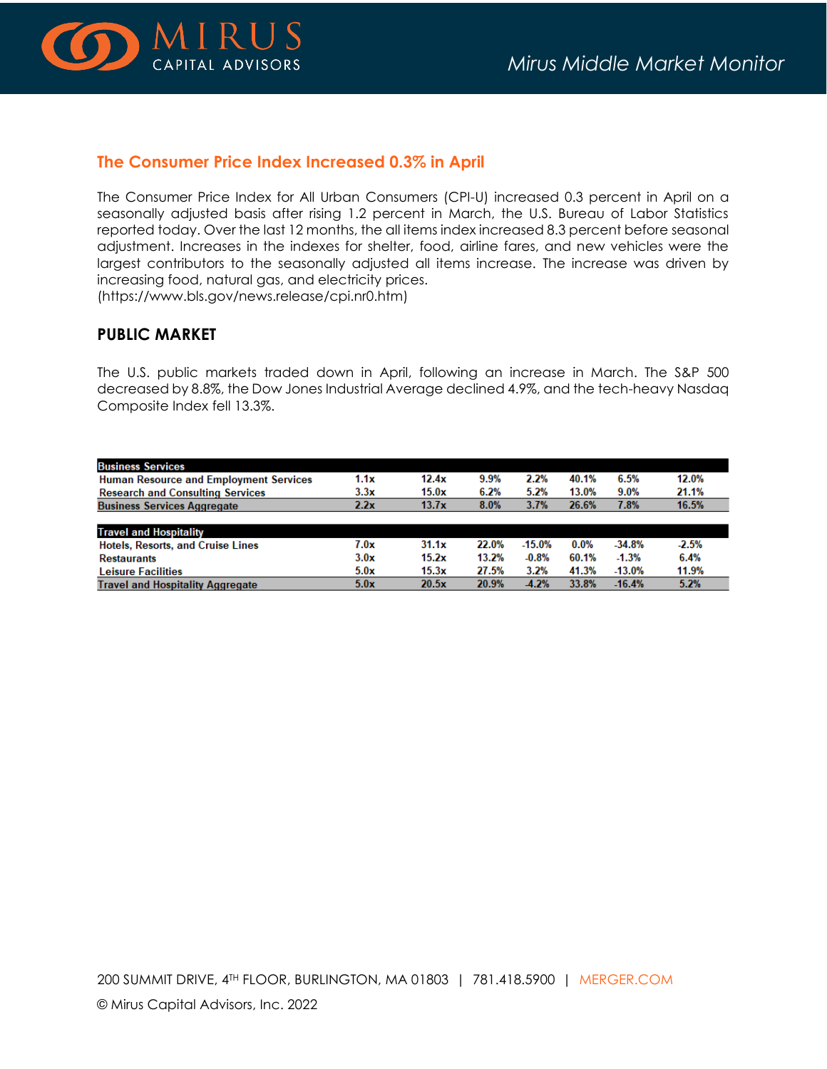## The Consumer Price Index Increased 0.3% in April

The Consumer Price Index for All Urban Consumers (CPI-U) increased 0.3 percent in April on a seasonally adjusted basis after rising 1.2 percent in March, the U.S. Bureau of Labor Statistics reported today. Over the last 12 months, the all items index increased 8.3 percent before seasonal adjustment. Increases in the indexes for shelter, food, airline fares, and new vehicles were the largest contributors to the seasonally adjusted all items increase. The increase was driven by increasing food, natural gas, and electricity prices.
(https://www.bls.gov/news.release/cpi.nr0.htm)

## PUBLIC MARKET

The U.S. public markets traded down in April, following an increase in March. The S&P 500 decreased by 8.8%, the Dow Jones Industrial Average declined 4.9%, and the tech-heavy Nasdaq Composite Index fell 13.3%.

| **Business Services** | | | | | | | |
|---|---|---|---|---|---|---|---|
| Human Resource and Employment Services | 1.1x | 12.4x | 9.9% | 2.2% | 40.1% | 6.5% | 12.0% |
| Research and Consulting Services | 3.3x | 15.0x | 6.2% | 5.2% | 13.0% | 9.0% | 21.1% |
| **Business Services Aggregate** | 2.2x | 13.7x | 8.0% | 3.7% | 26.6% | 7.8% | 16.5% |
| | | | | | | | |
| **Travel and Hospitality** | | | | | | | |
| Hotels, Resorts, and Cruise Lines | 7.0x | 31.1x | 22.0% | -15.0% | 0.0% | -34.8% | -2.5% |
| Restaurants | 3.0x | 15.2x | 13.2% | -0.8% | 60.1% | -1.3% | 6.4% |
| Leisure Facilities | 5.0x | 15.3x | 27.5% | 3.2% | 41.3% | -13.0% | 11.9% |
| **Travel and Hospitality Aggregate** | 5.0x | 20.5x | 20.9% | -4.2% | 33.8% | -16.4% | 5.2% |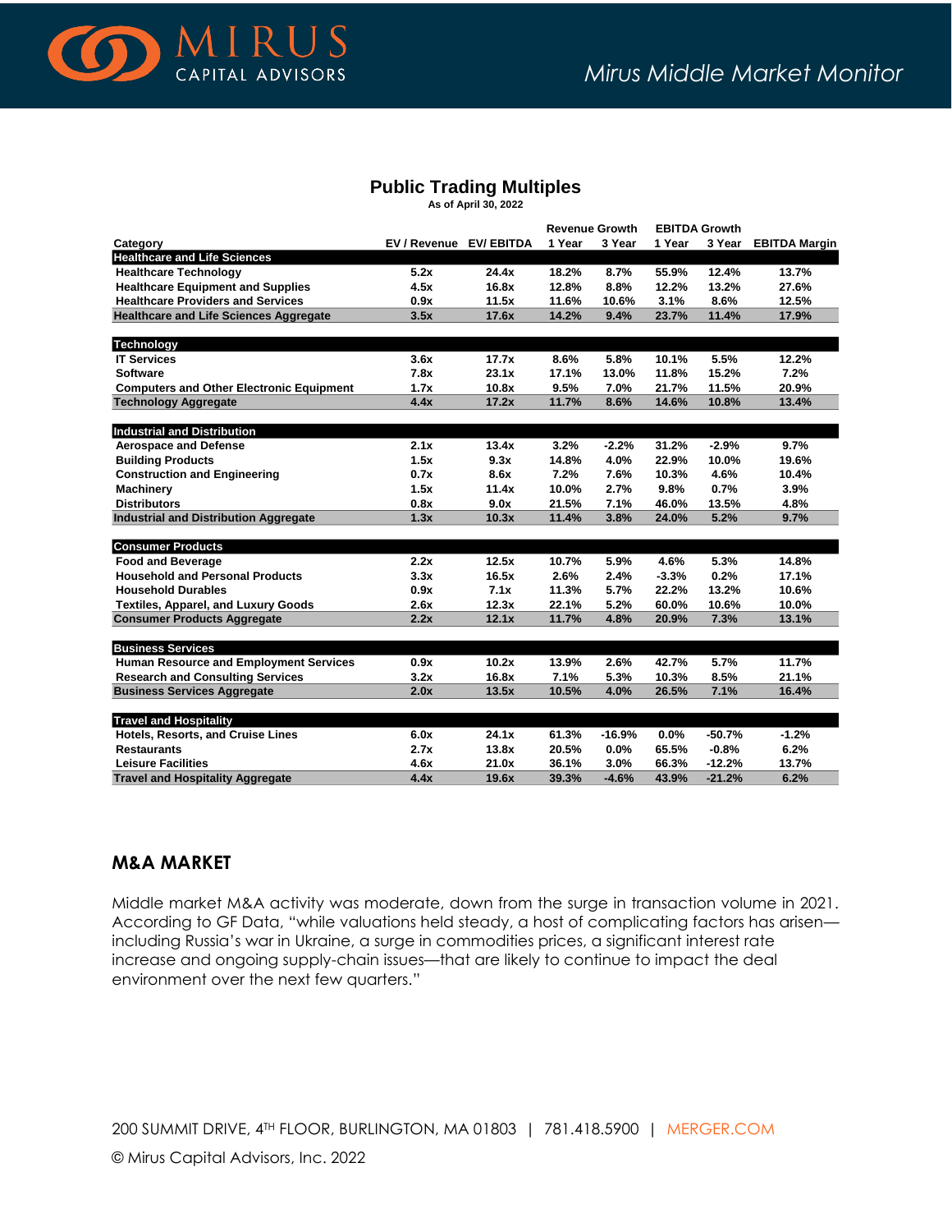## Public Trading Multiples

As of April 30, 2022

| Category | EV / Revenue | EV/ EBITDA | Revenue Growth 1 Year | Revenue Growth 3 Year | EBITDA Growth 1 Year | EBITDA Growth 3 Year | EBITDA Margin |
|---|---|---|---|---|---|---|---|
| **Healthcare and Life Sciences** | | | | | | | |
| Healthcare Technology | 5.2x | 24.4x | 18.2% | 8.7% | 55.9% | 12.4% | 13.7% |
| Healthcare Equipment and Supplies | 4.5x | 16.8x | 12.8% | 8.8% | 12.2% | 13.2% | 27.6% |
| Healthcare Providers and Services | 0.9x | 11.5x | 11.6% | 10.6% | 3.1% | 8.6% | 12.5% |
| **Healthcare and Life Sciences Aggregate** | 3.5x | 17.6x | 14.2% | 9.4% | 23.7% | 11.4% | 17.9% |
| **Technology** | | | | | | | |
| IT Services | 3.6x | 17.7x | 8.6% | 5.8% | 10.1% | 5.5% | 12.2% |
| Software | 7.8x | 23.1x | 17.1% | 13.0% | 11.8% | 15.2% | 7.2% |
| Computers and Other Electronic Equipment | 1.7x | 10.8x | 9.5% | 7.0% | 21.7% | 11.5% | 20.9% |
| **Technology Aggregate** | 4.4x | 17.2x | 11.7% | 8.6% | 14.6% | 10.8% | 13.4% |
| **Industrial and Distribution** | | | | | | | |
| Aerospace and Defense | 2.1x | 13.4x | 3.2% | -2.2% | 31.2% | -2.9% | 9.7% |
| Building Products | 1.5x | 9.3x | 14.8% | 4.0% | 22.9% | 10.0% | 19.6% |
| Construction and Engineering | 0.7x | 8.6x | 7.2% | 7.6% | 10.3% | 4.6% | 10.4% |
| Machinery | 1.5x | 11.4x | 10.0% | 2.7% | 9.8% | 0.7% | 3.9% |
| Distributors | 0.8x | 9.0x | 21.5% | 7.1% | 46.0% | 13.5% | 4.8% |
| **Industrial and Distribution Aggregate** | 1.3x | 10.3x | 11.4% | 3.8% | 24.0% | 5.2% | 9.7% |
| **Consumer Products** | | | | | | | |
| Food and Beverage | 2.2x | 12.5x | 10.7% | 5.9% | 4.6% | 5.3% | 14.8% |
| Household and Personal Products | 3.3x | 16.5x | 2.6% | 2.4% | -3.3% | 0.2% | 17.1% |
| Household Durables | 0.9x | 7.1x | 11.3% | 5.7% | 22.2% | 13.2% | 10.6% |
| Textiles, Apparel, and Luxury Goods | 2.6x | 12.3x | 22.1% | 5.2% | 60.0% | 10.6% | 10.0% |
| **Consumer Products Aggregate** | 2.2x | 12.1x | 11.7% | 4.8% | 20.9% | 7.3% | 13.1% |
| **Business Services** | | | | | | | |
| Human Resource and Employment Services | 0.9x | 10.2x | 13.9% | 2.6% | 42.7% | 5.7% | 11.7% |
| Research and Consulting Services | 3.2x | 16.8x | 7.1% | 5.3% | 10.3% | 8.5% | 21.1% |
| **Business Services Aggregate** | 2.0x | 13.5x | 10.5% | 4.0% | 26.5% | 7.1% | 16.4% |
| **Travel and Hospitality** | | | | | | | |
| Hotels, Resorts, and Cruise Lines | 6.0x | 24.1x | 61.3% | -16.9% | 0.0% | -50.7% | -1.2% |
| Restaurants | 2.7x | 13.8x | 20.5% | 0.0% | 65.5% | -0.8% | 6.2% |
| Leisure Facilities | 4.6x | 21.0x | 36.1% | 3.0% | 66.3% | -12.2% | 13.7% |
| **Travel and Hospitality Aggregate** | 4.4x | 19.6x | 39.3% | -4.6% | 43.9% | -21.2% | 6.2% |

## M&A MARKET

Middle market M&A activity was moderate, down from the surge in transaction volume in 2021. According to GF Data, "while valuations held steady, a host of complicating factors has arisen—including Russia's war in Ukraine, a surge in commodities prices, a significant interest rate increase and ongoing supply-chain issues—that are likely to continue to impact the deal environment over the next few quarters."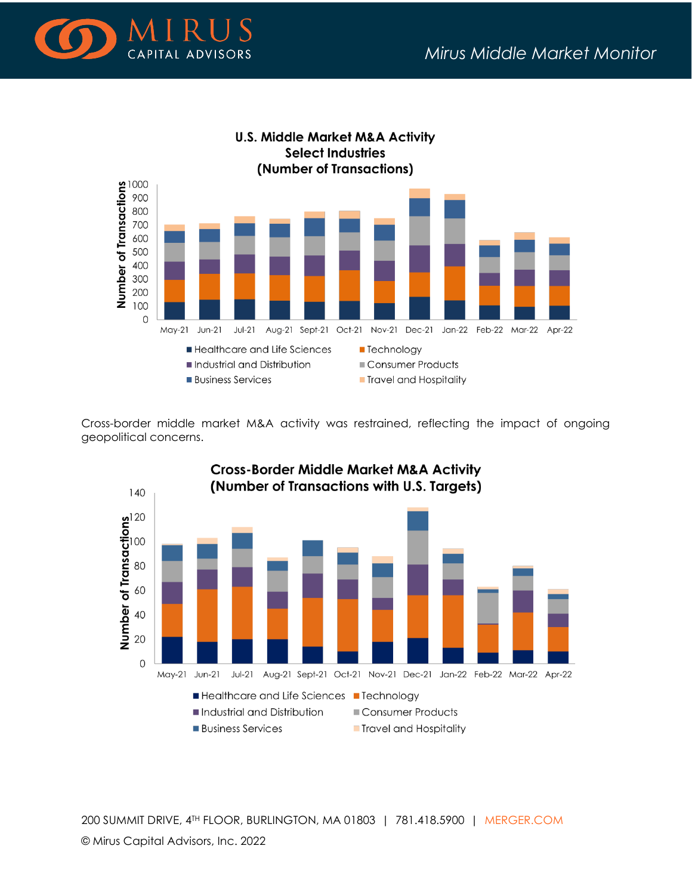**U.S. Middle Market M&A Activity**
**Select Industries**
**(Number of Transactions)**

Number of Transactions: 0, 100, 200, 300, 400, 500, 600, 700, 800, 900, 1000

May-21, Jun-21, Jul-21, Aug-21, Sept-21, Oct-21, Nov-21, Dec-21, Jan-22, Feb-22, Mar-22, Apr-22

- Healthcare and Life Sciences
- Technology
- Industrial and Distribution
- Consumer Products
- Business Services
- Travel and Hospitality

Cross-border middle market M&A activity was restrained, reflecting the impact of ongoing geopolitical concerns.

**Cross-Border Middle Market M&A Activity**
**(Number of Transactions with U.S. Targets)**

Number of Transactions: 0, 20, 40, 60, 80, 100, 120, 140

May-21, Jun-21, Jul-21, Aug-21, Sept-21, Oct-21, Nov-21, Dec-21, Jan-22, Feb-22, Mar-22, Apr-22

- Healthcare and Life Sciences
- Technology
- Industrial and Distribution
- Consumer Products
- Business Services
- Travel and Hospitality

200 SUMMIT DRIVE, 4TH FLOOR, BURLINGTON, MA 01803 | 781.418.5900 | MERGER.COM

© Mirus Capital Advisors, Inc. 2022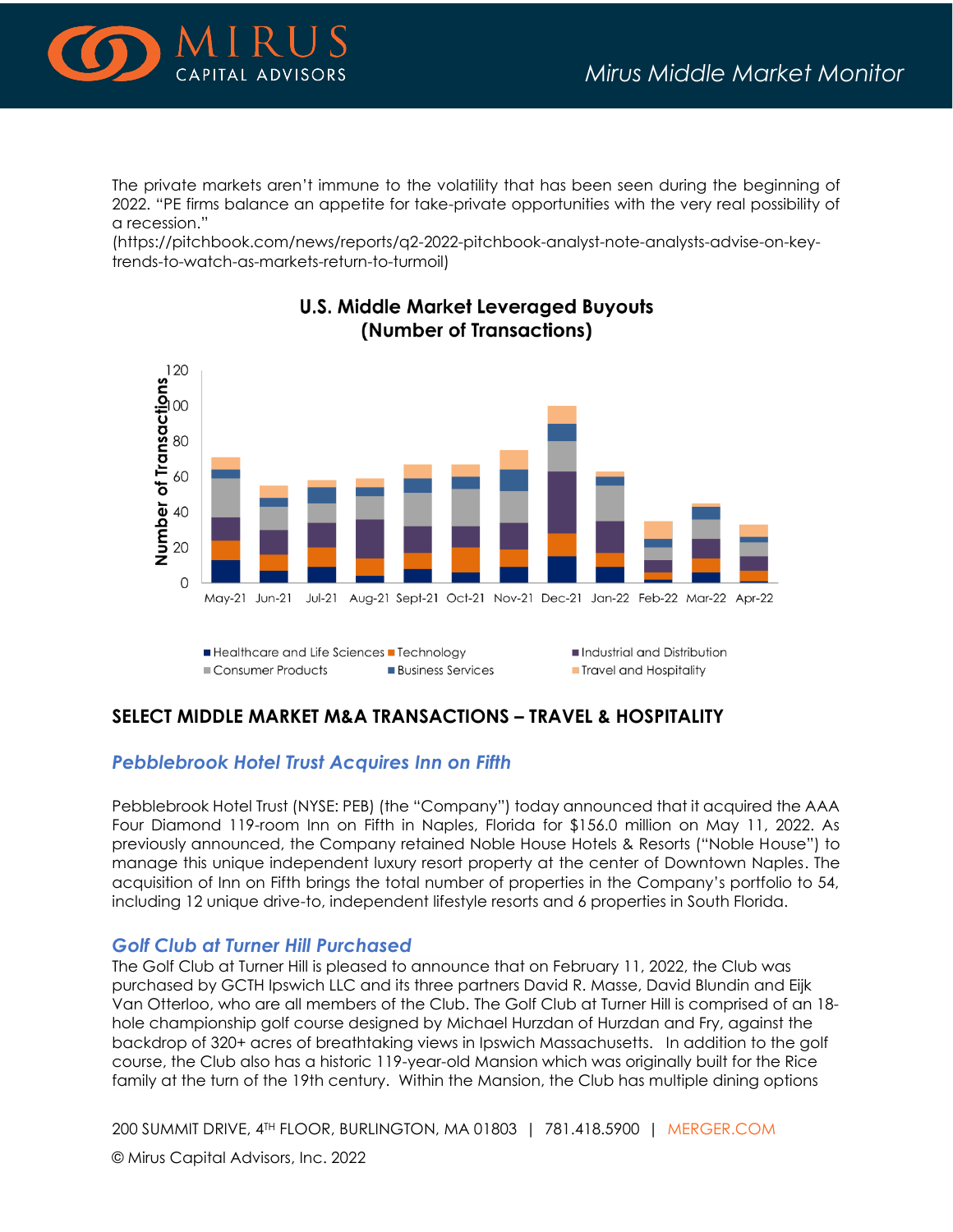The private markets aren't immune to the volatility that has been seen during the beginning of 2022. "PE firms balance an appetite for take-private opportunities with the very real possibility of a recession." (https://pitchbook.com/news/reports/q2-2022-pitchbook-analyst-note-analysts-advise-on-key-trends-to-watch-as-markets-return-to-turmoil)

**U.S. Middle Market Leveraged Buyouts (Number of Transactions)**

## SELECT MIDDLE MARKET M&A TRANSACTIONS – TRAVEL & HOSPITALITY

### *Pebblebrook Hotel Trust Acquires Inn on Fifth*

Pebblebrook Hotel Trust (NYSE: PEB) (the "Company") today announced that it acquired the AAA Four Diamond 119-room Inn on Fifth in Naples, Florida for $156.0 million on May 11, 2022. As previously announced, the Company retained Noble House Hotels & Resorts ("Noble House") to manage this unique independent luxury resort property at the center of Downtown Naples. The acquisition of Inn on Fifth brings the total number of properties in the Company's portfolio to 54, including 12 unique drive-to, independent lifestyle resorts and 6 properties in South Florida.

### *Golf Club at Turner Hill Purchased*

The Golf Club at Turner Hill is pleased to announce that on February 11, 2022, the Club was purchased by GCTH Ipswich LLC and its three partners David R. Masse, David Blundin and Eijk Van Otterloo, who are all members of the Club. The Golf Club at Turner Hill is comprised of an 18-hole championship golf course designed by Michael Hurzdan of Hurzdan and Fry, against the backdrop of 320+ acres of breathtaking views in Ipswich Massachusetts. In addition to the golf course, the Club also has a historic 119-year-old Mansion which was originally built for the Rice family at the turn of the 19th century. Within the Mansion, the Club has multiple dining options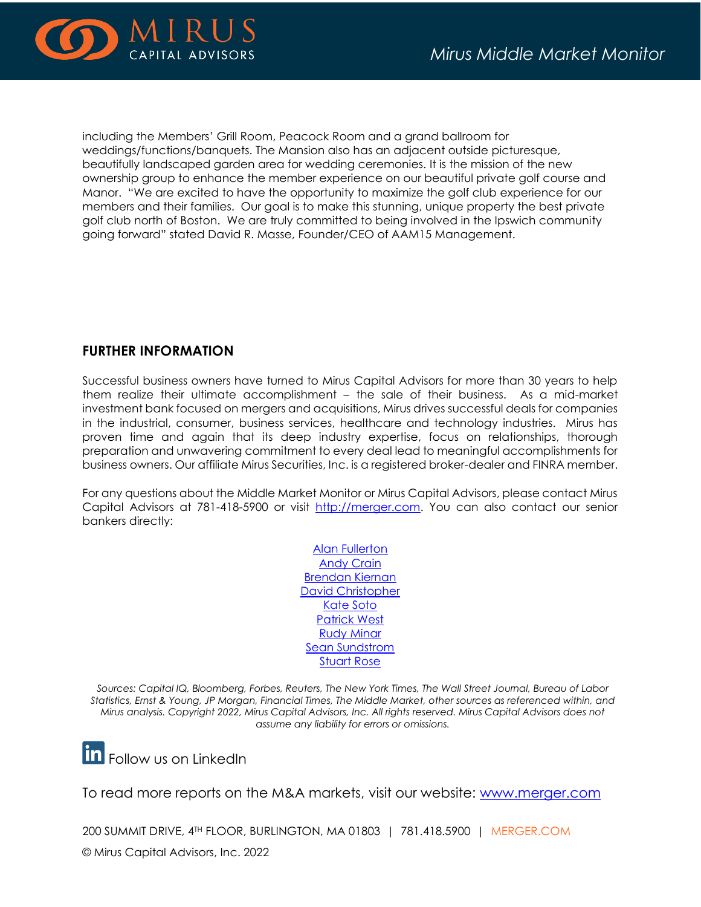including the Members' Grill Room, Peacock Room and a grand ballroom for weddings/functions/banquets. The Mansion also has an adjacent outside picturesque, beautifully landscaped garden area for wedding ceremonies. It is the mission of the new ownership group to enhance the member experience on our beautiful private golf course and Manor. "We are excited to have the opportunity to maximize the golf club experience for our members and their families. Our goal is to make this stunning, unique property the best private golf club north of Boston. We are truly committed to being involved in the Ipswich community going forward" stated David R. Masse, Founder/CEO of AAM15 Management.

## FURTHER INFORMATION

Successful business owners have turned to Mirus Capital Advisors for more than 30 years to help them realize their ultimate accomplishment – the sale of their business. As a mid-market investment bank focused on mergers and acquisitions, Mirus drives successful deals for companies in the industrial, consumer, business services, healthcare and technology industries. Mirus has proven time and again that its deep industry expertise, focus on relationships, thorough preparation and unwavering commitment to every deal lead to meaningful accomplishments for business owners. Our affiliate Mirus Securities, Inc. is a registered broker-dealer and FINRA member.

For any questions about the Middle Market Monitor or Mirus Capital Advisors, please contact Mirus Capital Advisors at 781-418-5900 or visit http://merger.com. You can also contact our senior bankers directly:

Alan Fullerton
Andy Crain
Brendan Kiernan
David Christopher
Kate Soto
Patrick West
Rudy Minar
Sean Sundstrom
Stuart Rose

*Sources: Capital IQ, Bloomberg, Forbes, Reuters, The New York Times, The Wall Street Journal, Bureau of Labor Statistics, Ernst & Young, JP Morgan, Financial Times, The Middle Market, other sources as referenced within, and Mirus analysis. Copyright 2022, Mirus Capital Advisors, Inc. All rights reserved. Mirus Capital Advisors does not assume any liability for errors or omissions.*

Follow us on LinkedIn

To read more reports on the M&A markets, visit our website: www.merger.com

200 SUMMIT DRIVE, 4TH FLOOR, BURLINGTON, MA 01803 | 781.418.5900 | MERGER.COM

© Mirus Capital Advisors, Inc. 2022